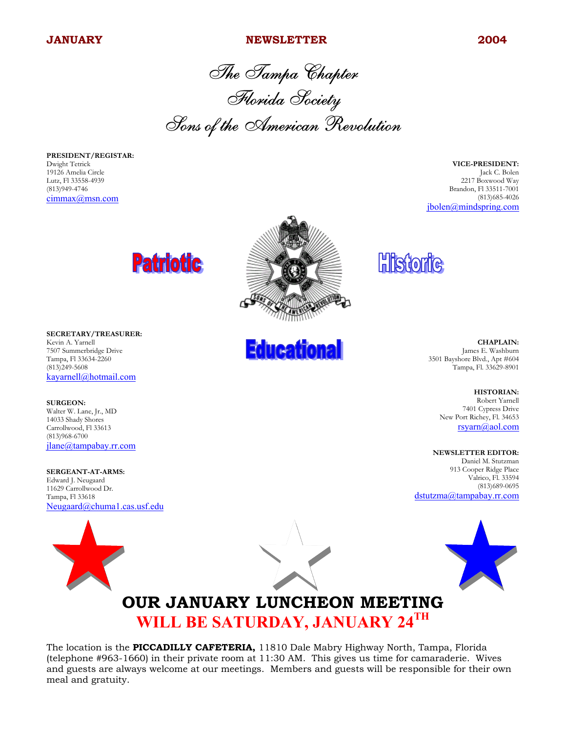**JANUARY** **NEWSLETTER** **2004**

# The Tampa Chapter
# Florida Society
# Sons of the American Revolution

**PRESIDENT/REGISTAR:**
Dwight Tetrick
19126 Amelia Circle
Lutz, Fl 33558-4939
(813)949-4746
cimmax@msn.com

**VICE-PRESIDENT:**
Jack C. Bolen
2217 Boxwood Way
Brandon, Fl 33511-7001
(813)685-4026
jbolen@mindspring.com

Patriotic Historic Educational

**SECRETARY/TREASURER:**
Kevin A. Yarnell
7507 Summerbridge Drive
Tampa, Fl 33634-2260
(813)249-5608
kayarnell@hotmail.com

**CHAPLAIN:**
James E. Washburn
3501 Bayshore Blvd., Apt #604
Tampa, Fl. 33629-8901

**SURGEON:**
Walter W. Lane, Jr., MD
14033 Shady Shores
Carrollwood, Fl 33613
(813)968-6700
jlane@tampabay.rr.com

**HISTORIAN:**
Robert Yarnell
7401 Cypress Drive
New Port Richey, Fl. 34653
rsyarn@aol.com

**SERGEANT-AT-ARMS:**
Edward J. Neugaard
11629 Carrollwood Dr.
Tampa, Fl 33618
Neugaard@chuma1.cas.usf.edu

**NEWSLETTER EDITOR:**
Daniel M. Stutzman
913 Cooper Ridge Place
Valrico, Fl. 33594
(813)689-0695
dstutzma@tampabay.rr.com

## OUR JANUARY LUNCHEON MEETING
## WILL BE SATURDAY, JANUARY 24TH

The location is the **PICCADILLY CAFETERIA,** 11810 Dale Mabry Highway North, Tampa, Florida (telephone #963-1660) in their private room at 11:30 AM. This gives us time for camaraderie. Wives and guests are always welcome at our meetings. Members and guests will be responsible for their own meal and gratuity.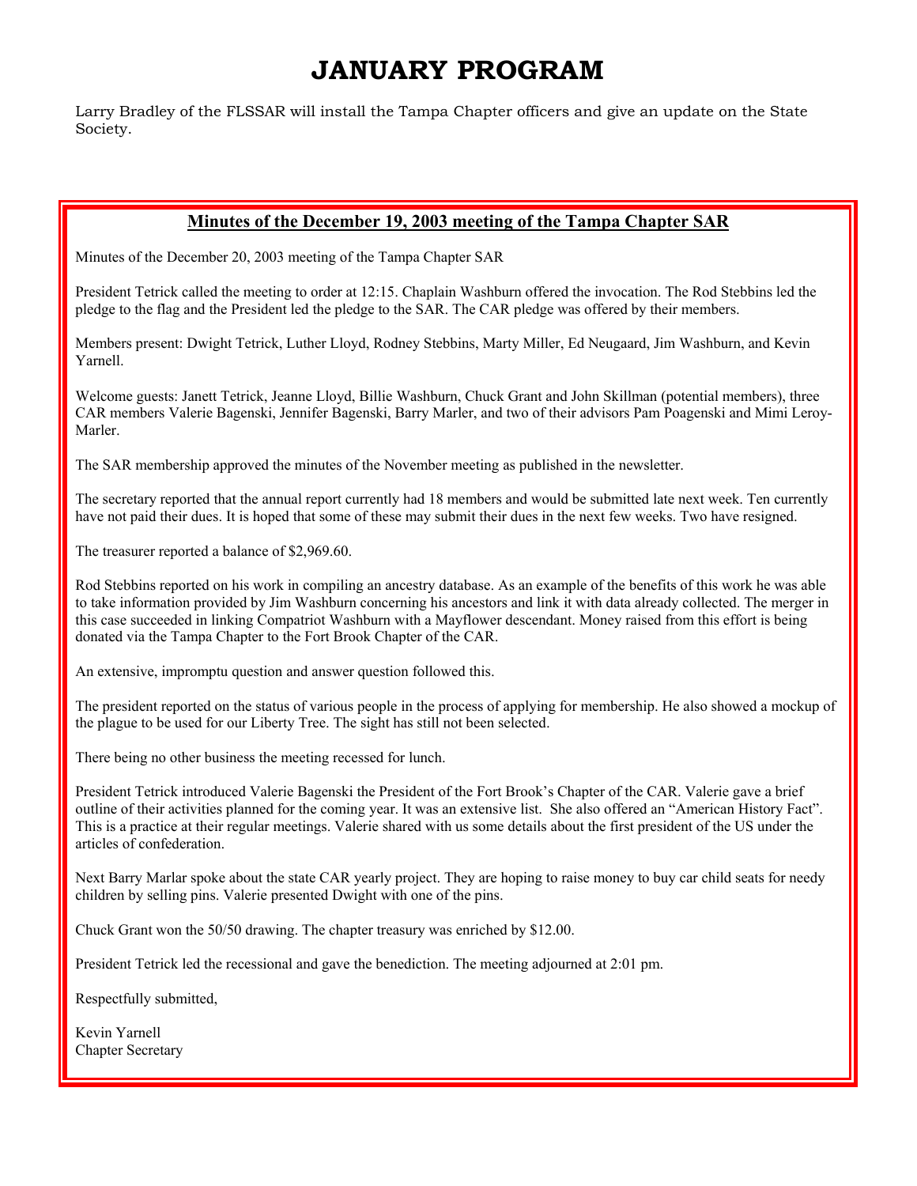# JANUARY PROGRAM

Larry Bradley of the FLSSAR will install the Tampa Chapter officers and give an update on the State Society.

## Minutes of the December 19, 2003 meeting of the Tampa Chapter SAR

Minutes of the December 20, 2003 meeting of the Tampa Chapter SAR

President Tetrick called the meeting to order at 12:15. Chaplain Washburn offered the invocation. The Rod Stebbins led the pledge to the flag and the President led the pledge to the SAR. The CAR pledge was offered by their members.

Members present: Dwight Tetrick, Luther Lloyd, Rodney Stebbins, Marty Miller, Ed Neugaard, Jim Washburn, and Kevin Yarnell.

Welcome guests: Janett Tetrick, Jeanne Lloyd, Billie Washburn, Chuck Grant and John Skillman (potential members), three CAR members Valerie Bagenski, Jennifer Bagenski, Barry Marler, and two of their advisors Pam Poagenski and Mimi Leroy-Marler.

The SAR membership approved the minutes of the November meeting as published in the newsletter.

The secretary reported that the annual report currently had 18 members and would be submitted late next week. Ten currently have not paid their dues. It is hoped that some of these may submit their dues in the next few weeks. Two have resigned.

The treasurer reported a balance of $2,969.60.

Rod Stebbins reported on his work in compiling an ancestry database. As an example of the benefits of this work he was able to take information provided by Jim Washburn concerning his ancestors and link it with data already collected. The merger in this case succeeded in linking Compatriot Washburn with a Mayflower descendant. Money raised from this effort is being donated via the Tampa Chapter to the Fort Brook Chapter of the CAR.

An extensive, impromptu question and answer question followed this.

The president reported on the status of various people in the process of applying for membership. He also showed a mockup of the plague to be used for our Liberty Tree. The sight has still not been selected.

There being no other business the meeting recessed for lunch.

President Tetrick introduced Valerie Bagenski the President of the Fort Brook's Chapter of the CAR. Valerie gave a brief outline of their activities planned for the coming year. It was an extensive list. She also offered an "American History Fact". This is a practice at their regular meetings. Valerie shared with us some details about the first president of the US under the articles of confederation.

Next Barry Marlar spoke about the state CAR yearly project. They are hoping to raise money to buy car child seats for needy children by selling pins. Valerie presented Dwight with one of the pins.

Chuck Grant won the 50/50 drawing. The chapter treasury was enriched by $12.00.

President Tetrick led the recessional and gave the benediction. The meeting adjourned at 2:01 pm.

Respectfully submitted,

Kevin Yarnell
Chapter Secretary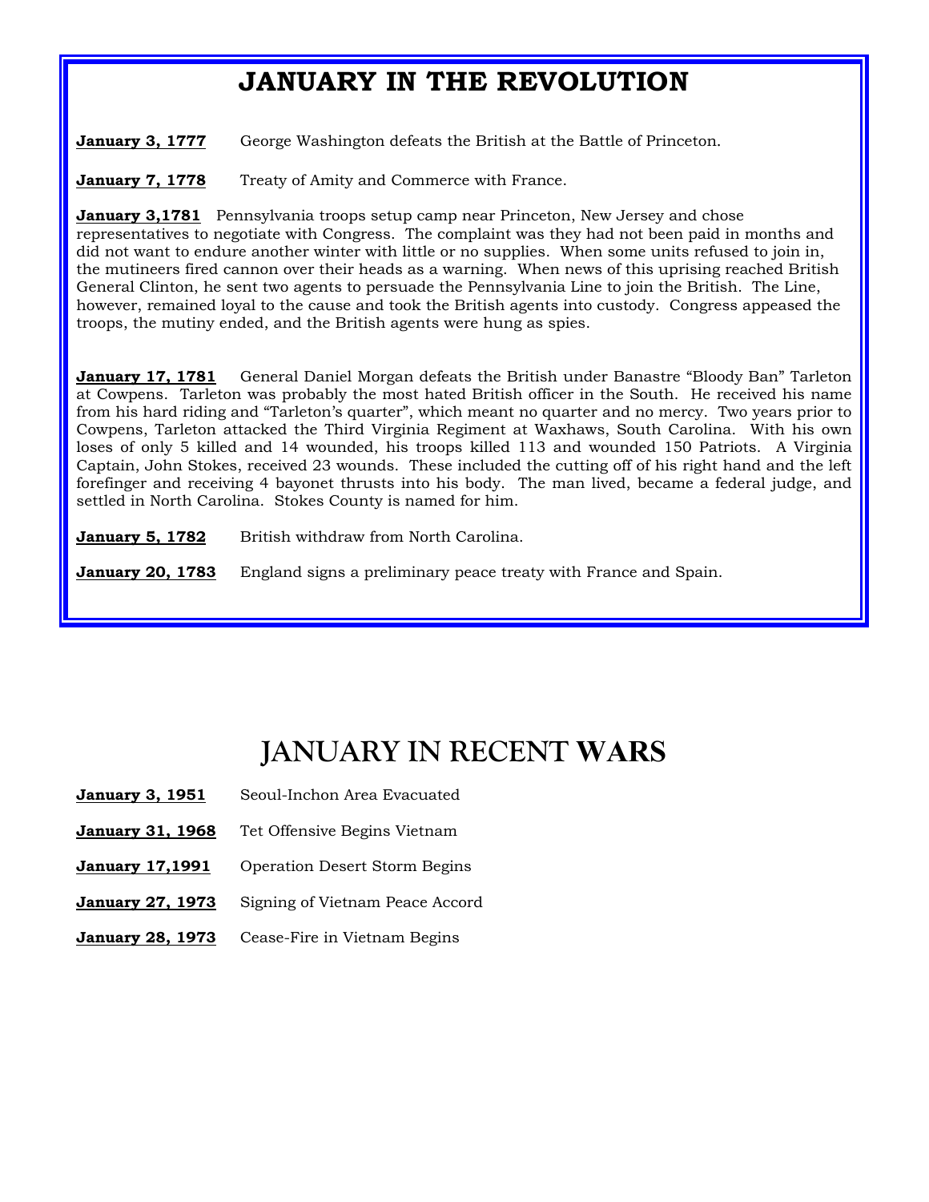# JANUARY IN THE REVOLUTION

**January 3, 1777** George Washington defeats the British at the Battle of Princeton.

**January 7, 1778** Treaty of Amity and Commerce with France.

**January 3,1781** Pennsylvania troops setup camp near Princeton, New Jersey and chose representatives to negotiate with Congress. The complaint was they had not been paid in months and did not want to endure another winter with little or no supplies. When some units refused to join in, the mutineers fired cannon over their heads as a warning. When news of this uprising reached British General Clinton, he sent two agents to persuade the Pennsylvania Line to join the British. The Line, however, remained loyal to the cause and took the British agents into custody. Congress appeased the troops, the mutiny ended, and the British agents were hung as spies.

**January 17, 1781** General Daniel Morgan defeats the British under Banastre "Bloody Ban" Tarleton at Cowpens. Tarleton was probably the most hated British officer in the South. He received his name from his hard riding and "Tarleton's quarter", which meant no quarter and no mercy. Two years prior to Cowpens, Tarleton attacked the Third Virginia Regiment at Waxhaws, South Carolina. With his own loses of only 5 killed and 14 wounded, his troops killed 113 and wounded 150 Patriots. A Virginia Captain, John Stokes, received 23 wounds. These included the cutting off of his right hand and the left forefinger and receiving 4 bayonet thrusts into his body. The man lived, became a federal judge, and settled in North Carolina. Stokes County is named for him.

**January 5, 1782** British withdraw from North Carolina.

**January 20, 1783** England signs a preliminary peace treaty with France and Spain.

# JANUARY IN RECENT WARS

**January 3, 1951** Seoul-Inchon Area Evacuated

**January 31, 1968** Tet Offensive Begins Vietnam

**January 17,1991** Operation Desert Storm Begins

**January 27, 1973** Signing of Vietnam Peace Accord

**January 28, 1973** Cease-Fire in Vietnam Begins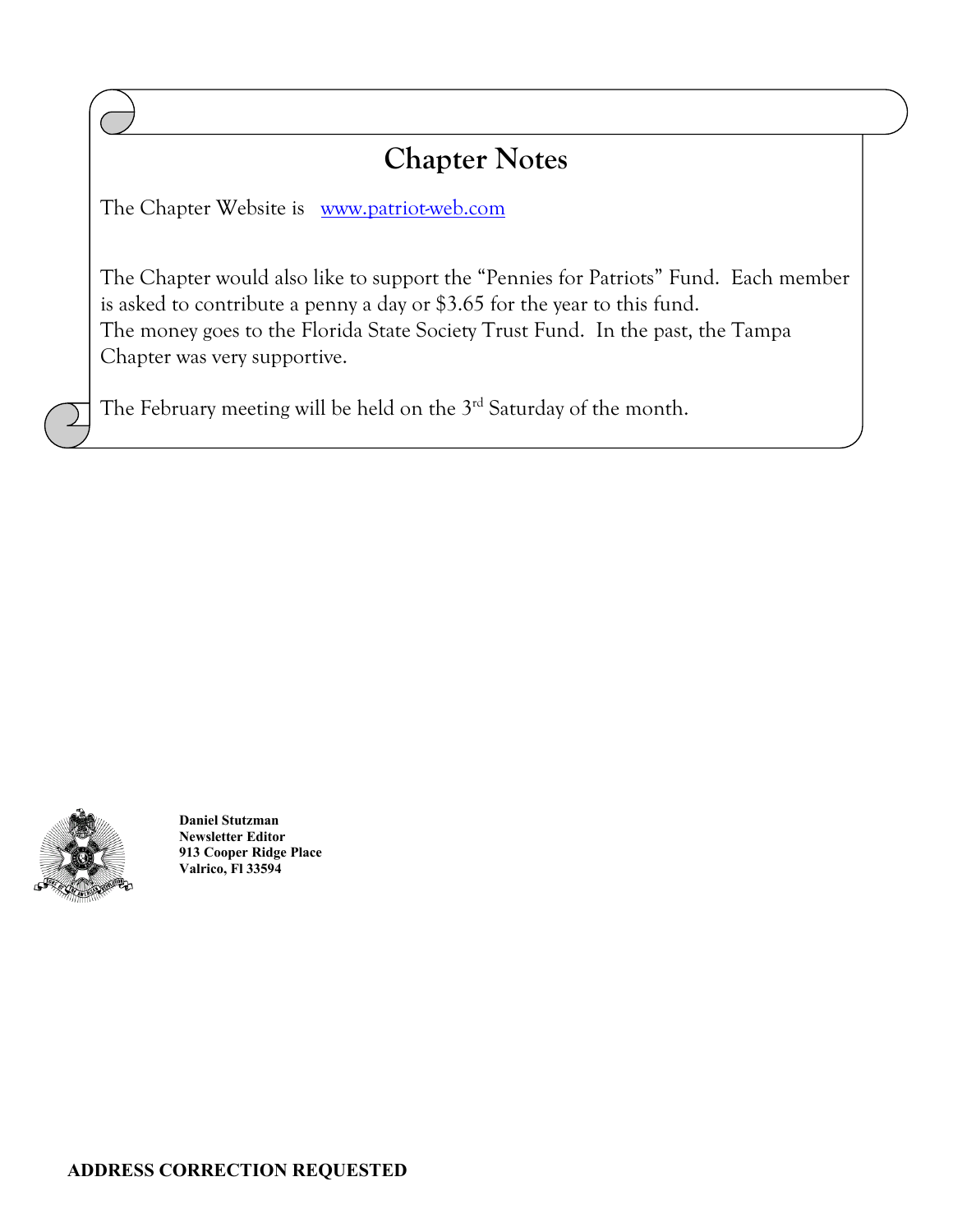# Chapter Notes

The Chapter Website is [www.patriot-web.com](http://www.patriot-web.com)

The Chapter would also like to support the "Pennies for Patriots" Fund. Each member is asked to contribute a penny a day or $3.65 for the year to this fund.
The money goes to the Florida State Society Trust Fund. In the past, the Tampa Chapter was very supportive.

The February meeting will be held on the 3rd Saturday of the month.

**Daniel Stutzman**
**Newsletter Editor**
**913 Cooper Ridge Place**
**Valrico, Fl 33594**

**ADDRESS CORRECTION REQUESTED**